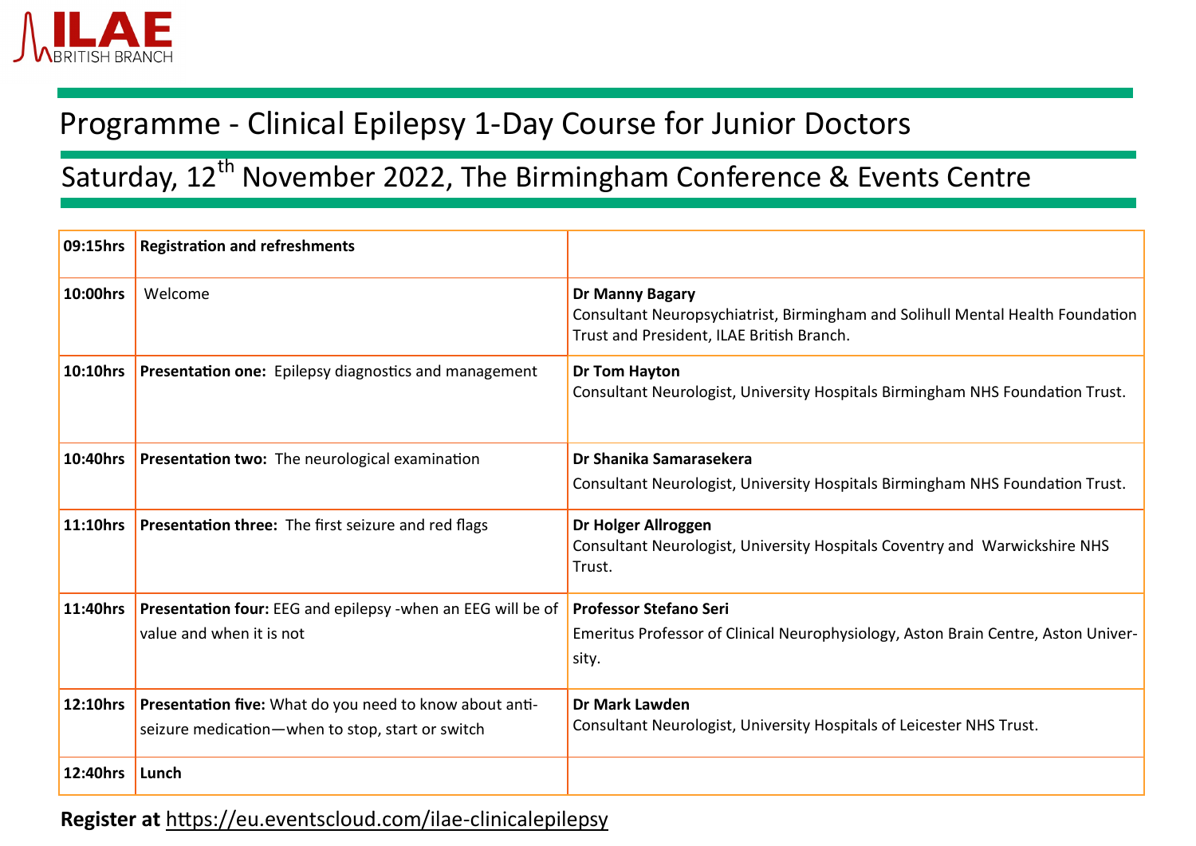ILAE BRITISH BRANCH

# Programme - Clinical Epilepsy 1-Day Course for Junior Doctors

## Saturday, 12th November 2022, The Birmingham Conference & Events Centre

| | | |
|---|---|---|
| **09:15hrs** | **Registration and refreshments** | |
| **10:00hrs** | Welcome | **Dr Manny Bagary**<br>Consultant Neuropsychiatrist, Birmingham and Solihull Mental Health Foundation Trust and President, ILAE British Branch. |
| **10:10hrs** | **Presentation one:** Epilepsy diagnostics and management | **Dr Tom Hayton**<br>Consultant Neurologist, University Hospitals Birmingham NHS Foundation Trust. |
| **10:40hrs** | **Presentation two:** The neurological examination | **Dr Shanika Samarasekera**<br>Consultant Neurologist, University Hospitals Birmingham NHS Foundation Trust. |
| **11:10hrs** | **Presentation three:** The first seizure and red flags | **Dr Holger Allroggen**<br>Consultant Neurologist, University Hospitals Coventry and Warwickshire NHS Trust. |
| **11:40hrs** | **Presentation four:** EEG and epilepsy -when an EEG will be of value and when it is not | **Professor Stefano Seri**<br>Emeritus Professor of Clinical Neurophysiology, Aston Brain Centre, Aston University. |
| **12:10hrs** | **Presentation five:** What do you need to know about anti-seizure medication—when to stop, start or switch | **Dr Mark Lawden**<br>Consultant Neurologist, University Hospitals of Leicester NHS Trust. |
| **12:40hrs** | **Lunch** | |

**Register at** https://eu.eventscloud.com/ilae-clinicalepilepsy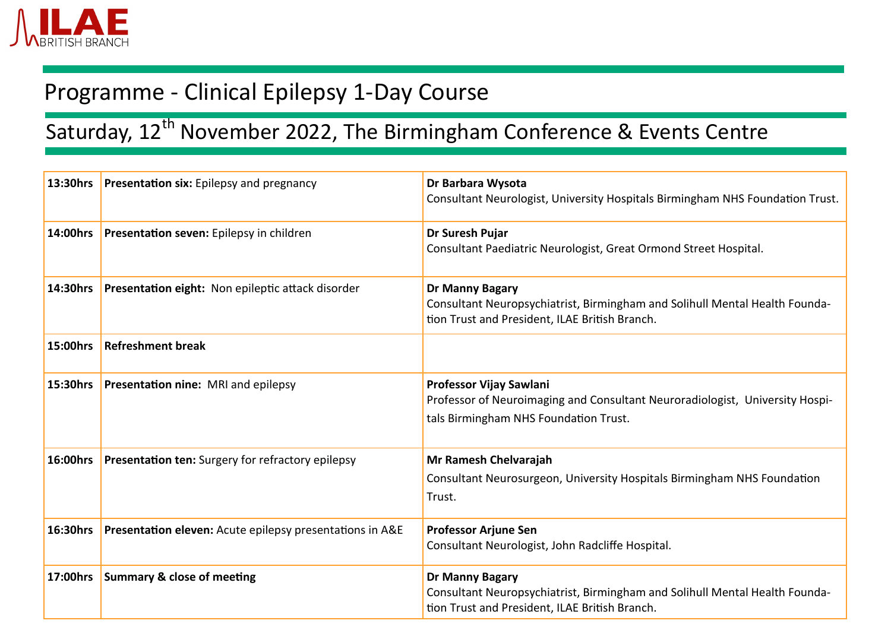ILAE BRITISH BRANCH

# Programme - Clinical Epilepsy 1-Day Course

## Saturday, 12th November 2022, The Birmingham Conference & Events Centre

| | | |
|---|---|---|
| **13:30hrs** | **Presentation six:** Epilepsy and pregnancy | **Dr Barbara Wysota** Consultant Neurologist, University Hospitals Birmingham NHS Foundation Trust. |
| **14:00hrs** | **Presentation seven:** Epilepsy in children | **Dr Suresh Pujar** Consultant Paediatric Neurologist, Great Ormond Street Hospital. |
| **14:30hrs** | **Presentation eight:** Non epileptic attack disorder | **Dr Manny Bagary** Consultant Neuropsychiatrist, Birmingham and Solihull Mental Health Foundation Trust and President, ILAE British Branch. |
| **15:00hrs** | **Refreshment break** | |
| **15:30hrs** | **Presentation nine:** MRI and epilepsy | **Professor Vijay Sawlani** Professor of Neuroimaging and Consultant Neuroradiologist, University Hospitals Birmingham NHS Foundation Trust. |
| **16:00hrs** | **Presentation ten:** Surgery for refractory epilepsy | **Mr Ramesh Chelvarajah** Consultant Neurosurgeon, University Hospitals Birmingham NHS Foundation Trust. |
| **16:30hrs** | **Presentation eleven:** Acute epilepsy presentations in A&E | **Professor Arjune Sen** Consultant Neurologist, John Radcliffe Hospital. |
| **17:00hrs** | **Summary & close of meeting** | **Dr Manny Bagary** Consultant Neuropsychiatrist, Birmingham and Solihull Mental Health Foundation Trust and President, ILAE British Branch. |